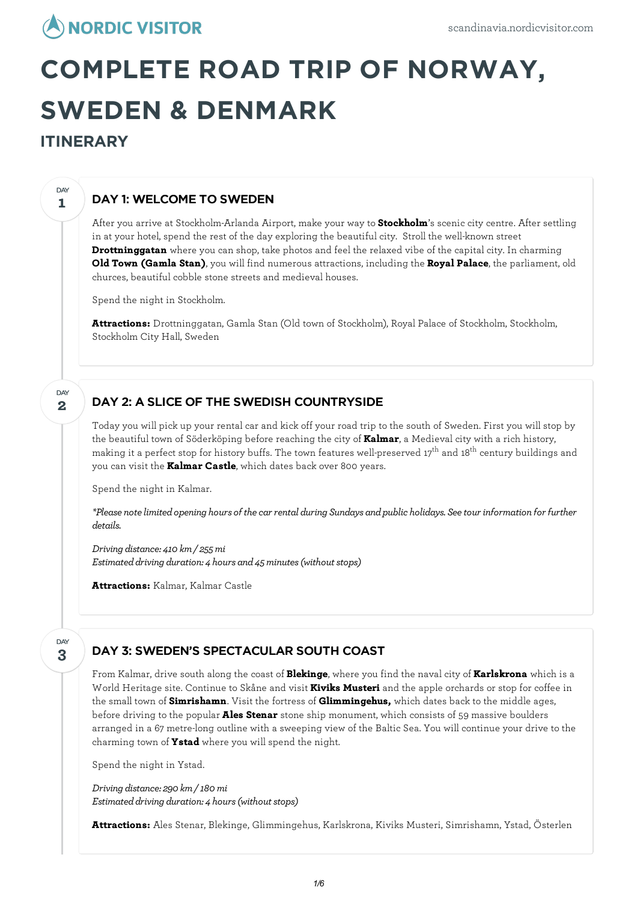# COMPLETE ROAD TRIP OF NORWAY, SWEDEN & DENMARK

## ITINERARY

### DAY 1: WELCOME TO SWEDEN

After you arrive at Stockholm-Arlanda Airport, make your way to **Stockholm**'s scenic city centre. After settling in at your hotel, spend the rest of the day exploring the beautiful city. Stroll the well-known street **Drottninggatan** where you can shop, take photos and feel the relaxed vibe of the capital city. In charming **Old Town (Gamla Stan)**, you will find numerous attractions, including the **Royal Palace**, the parliament, old churces, beautiful cobble stone streets and medieval houses.

Spend the night in Stockholm.

**Attractions:** Drottninggatan, Gamla Stan (Old town of Stockholm), Royal Palace of Stockholm, Stockholm, Stockholm City Hall, Sweden

### DAY 2: A SLICE OF THE SWEDISH COUNTRYSIDE

Today you will pick up your rental car and kick off your road trip to the south of Sweden. First you will stop by the beautiful town of Söderköping before reaching the city of **Kalmar**, a Medieval city with a rich history, making it a perfect stop for history buffs. The town features well-preserved 17th and 18th century buildings and you can visit the **Kalmar Castle**, which dates back over 800 years.

Spend the night in Kalmar.

*\*Please note limited opening hours of the car rental during Sundays and public holidays. See tour information for further details.*

*Driving distance: 410 km / 255 mi*
*Estimated driving duration: 4 hours and 45 minutes (without stops)*

**Attractions:** Kalmar, Kalmar Castle

### DAY 3: SWEDEN'S SPECTACULAR SOUTH COAST

From Kalmar, drive south along the coast of **Blekinge**, where you find the naval city of **Karlskrona** which is a World Heritage site. Continue to Skåne and visit **Kiviks Musteri** and the apple orchards or stop for coffee in the small town of **Simrishamn**. Visit the fortress of **Glimmingehus,** which dates back to the middle ages, before driving to the popular **Ales Stenar** stone ship monument, which consists of 59 massive boulders arranged in a 67 metre-long outline with a sweeping view of the Baltic Sea. You will continue your drive to the charming town of **Ystad** where you will spend the night.

Spend the night in Ystad.

*Driving distance: 290 km / 180 mi*
*Estimated driving duration: 4 hours (without stops)*

**Attractions:** Ales Stenar, Blekinge, Glimmingehus, Karlskrona, Kiviks Musteri, Simrishamn, Ystad, Österlen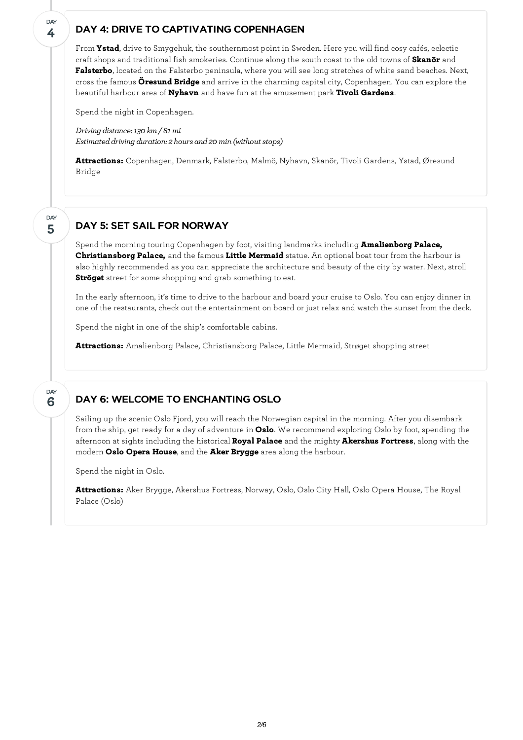DAY 4

## DAY 4: DRIVE TO CAPTIVATING COPENHAGEN

From **Ystad**, drive to Smygehuk, the southernmost point in Sweden. Here you will find cosy cafés, eclectic craft shops and traditional fish smokeries. Continue along the south coast to the old towns of **Skanör** and **Falsterbo**, located on the Falsterbo peninsula, where you will see long stretches of white sand beaches. Next, cross the famous **Öresund Bridge** and arrive in the charming capital city, Copenhagen. You can explore the beautiful harbour area of **Nyhavn** and have fun at the amusement park **Tivoli Gardens**.

Spend the night in Copenhagen.

*Driving distance: 130 km / 81 mi*
*Estimated driving duration: 2 hours and 20 min (without stops)*

**Attractions:** Copenhagen, Denmark, Falsterbo, Malmö, Nyhavn, Skanör, Tivoli Gardens, Ystad, Øresund Bridge

DAY 5

## DAY 5: SET SAIL FOR NORWAY

Spend the morning touring Copenhagen by foot, visiting landmarks including **Amalienborg Palace, Christiansborg Palace,** and the famous **Little Mermaid** statue. An optional boat tour from the harbour is also highly recommended as you can appreciate the architecture and beauty of the city by water. Next, stroll **Ströget** street for some shopping and grab something to eat.

In the early afternoon, it's time to drive to the harbour and board your cruise to Oslo. You can enjoy dinner in one of the restaurants, check out the entertainment on board or just relax and watch the sunset from the deck.

Spend the night in one of the ship's comfortable cabins.

**Attractions:** Amalienborg Palace, Christiansborg Palace, Little Mermaid, Strøget shopping street

DAY 6

## DAY 6: WELCOME TO ENCHANTING OSLO

Sailing up the scenic Oslo Fjord, you will reach the Norwegian capital in the morning. After you disembark from the ship, get ready for a day of adventure in **Oslo**. We recommend exploring Oslo by foot, spending the afternoon at sights including the historical **Royal Palace** and the mighty **Akershus Fortress**, along with the modern **Oslo Opera House**, and the **Aker Brygge** area along the harbour.

Spend the night in Oslo.

**Attractions:** Aker Brygge, Akershus Fortress, Norway, Oslo, Oslo City Hall, Oslo Opera House, The Royal Palace (Oslo)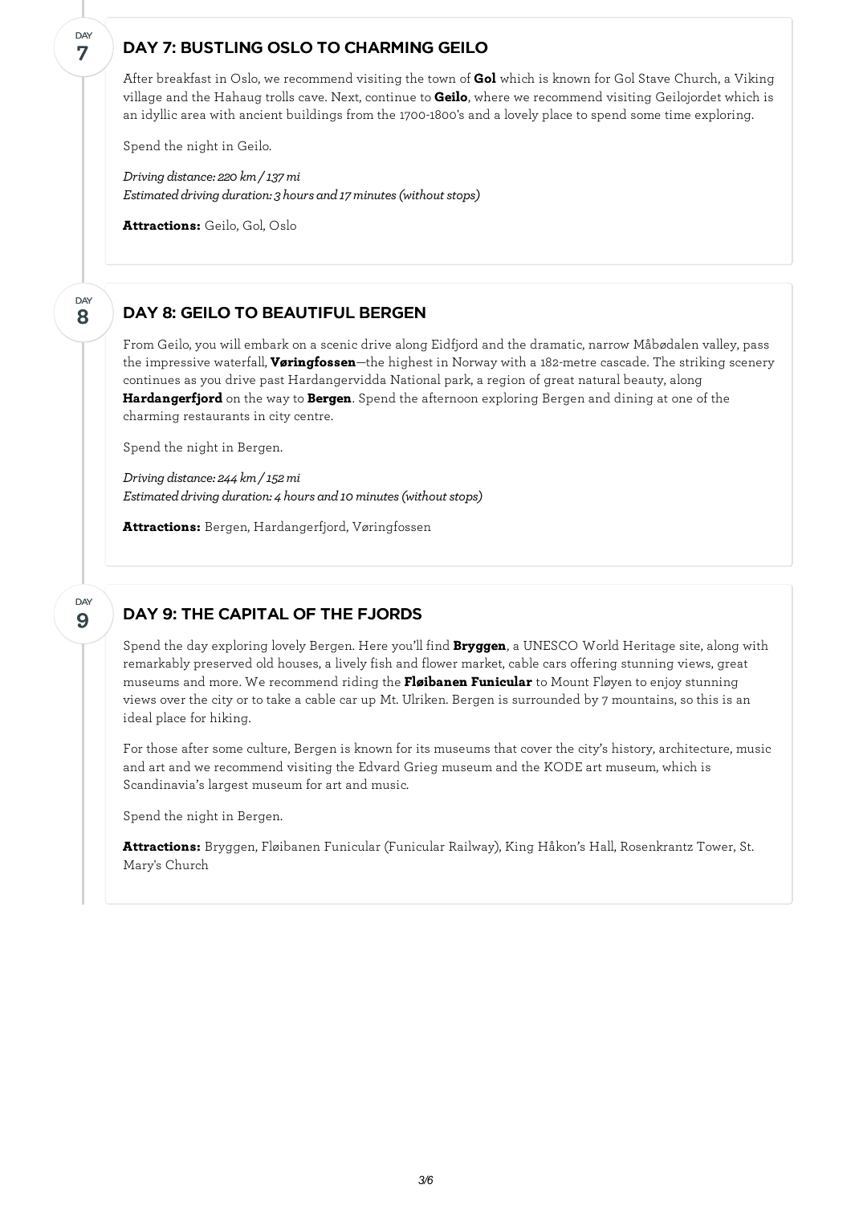## DAY 7: BUSTLING OSLO TO CHARMING GEILO

After breakfast in Oslo, we recommend visiting the town of **Gol** which is known for Gol Stave Church, a Viking village and the Hahaug trolls cave. Next, continue to **Geilo**, where we recommend visiting Geilojordet which is an idyllic area with ancient buildings from the 1700-1800's and a lovely place to spend some time exploring.

Spend the night in Geilo.

*Driving distance: 220 km / 137 mi*
*Estimated driving duration: 3 hours and 17 minutes (without stops)*

**Attractions:** Geilo, Gol, Oslo

## DAY 8: GEILO TO BEAUTIFUL BERGEN

From Geilo, you will embark on a scenic drive along Eidfjord and the dramatic, narrow Måbødalen valley, pass the impressive waterfall, **Vøringfossen**—the highest in Norway with a 182-metre cascade. The striking scenery continues as you drive past Hardangervidda National park, a region of great natural beauty, along **Hardangerfjord** on the way to **Bergen**. Spend the afternoon exploring Bergen and dining at one of the charming restaurants in city centre.

Spend the night in Bergen.

*Driving distance: 244 km / 152 mi*
*Estimated driving duration: 4 hours and 10 minutes (without stops)*

**Attractions:** Bergen, Hardangerfjord, Vøringfossen

## DAY 9: THE CAPITAL OF THE FJORDS

Spend the day exploring lovely Bergen. Here you'll find **Bryggen**, a UNESCO World Heritage site, along with remarkably preserved old houses, a lively fish and flower market, cable cars offering stunning views, great museums and more. We recommend riding the **Fløibanen Funicular** to Mount Fløyen to enjoy stunning views over the city or to take a cable car up Mt. Ulriken. Bergen is surrounded by 7 mountains, so this is an ideal place for hiking.

For those after some culture, Bergen is known for its museums that cover the city's history, architecture, music and art and we recommend visiting the Edvard Grieg museum and the KODE art museum, which is Scandinavia's largest museum for art and music.

Spend the night in Bergen.

**Attractions:** Bryggen, Fløibanen Funicular (Funicular Railway), King Håkon's Hall, Rosenkrantz Tower, St. Mary's Church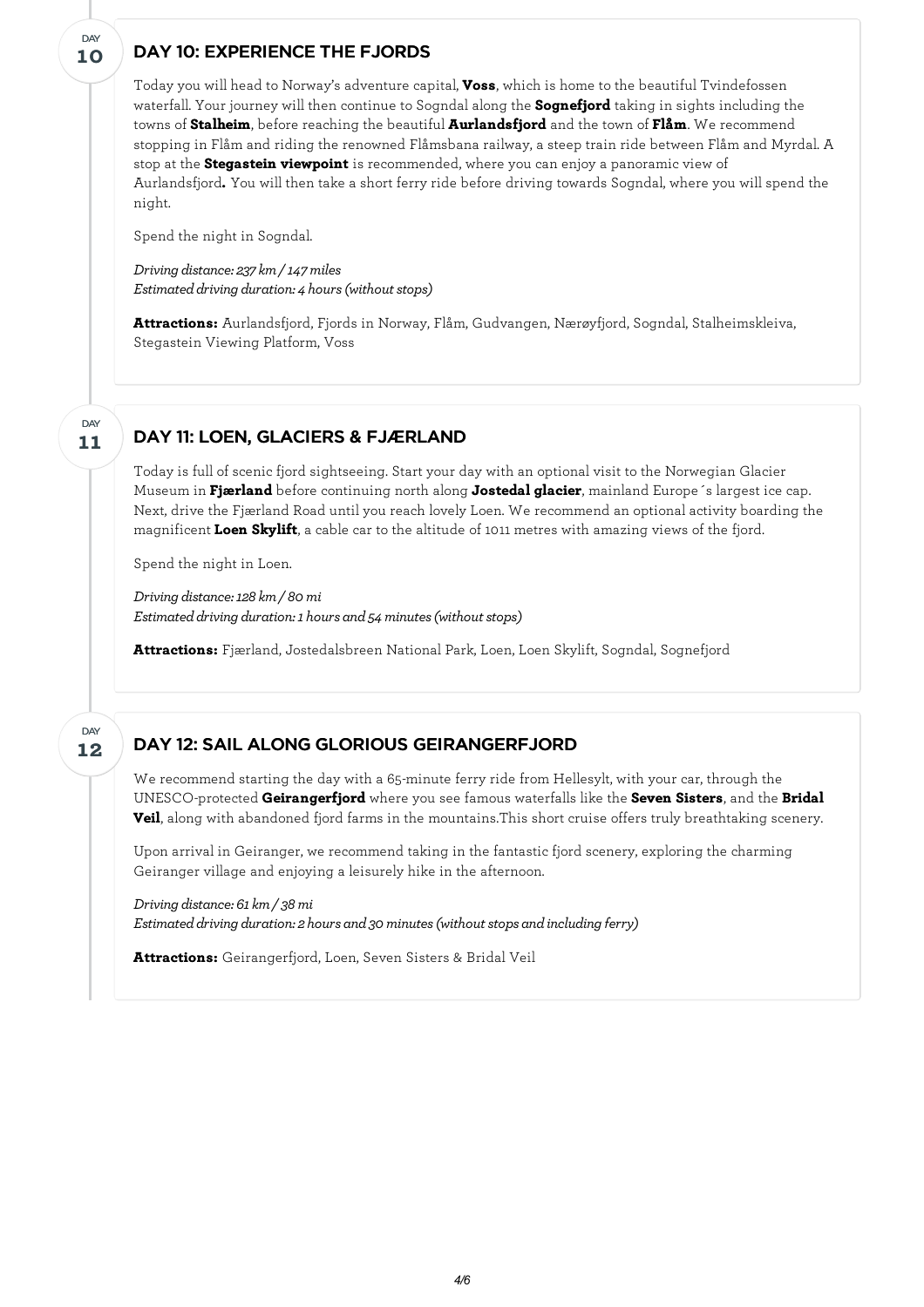DAY **10**

## DAY 10: EXPERIENCE THE FJORDS

Today you will head to Norway's adventure capital, **Voss**, which is home to the beautiful Tvindefossen waterfall. Your journey will then continue to Sogndal along the **Sognefjord** taking in sights including the towns of **Stalheim**, before reaching the beautiful **Aurlandsfjord** and the town of **Flåm**. We recommend stopping in Flåm and riding the renowned Flåmsbana railway, a steep train ride between Flåm and Myrdal. A stop at the **Stegastein viewpoint** is recommended, where you can enjoy a panoramic view of Aurlandsfjord**.** You will then take a short ferry ride before driving towards Sogndal, where you will spend the night.

Spend the night in Sogndal.

*Driving distance: 237 km / 147 miles*
*Estimated driving duration: 4 hours (without stops)*

**Attractions:** Aurlandsfjord, Fjords in Norway, Flåm, Gudvangen, Nærøyfjord, Sogndal, Stalheimskleiva, Stegastein Viewing Platform, Voss

DAY **11**

## DAY 11: LOEN, GLACIERS & FJÆRLAND

Today is full of scenic fjord sightseeing. Start your day with an optional visit to the Norwegian Glacier Museum in **Fjærland** before continuing north along **Jostedal glacier**, mainland Europe´s largest ice cap. Next, drive the Fjærland Road until you reach lovely Loen. We recommend an optional activity boarding the magnificent **Loen Skylift**, a cable car to the altitude of 1011 metres with amazing views of the fjord.

Spend the night in Loen.

*Driving distance: 128 km / 80 mi*
*Estimated driving duration: 1 hours and 54 minutes (without stops)*

**Attractions:** Fjærland, Jostedalsbreen National Park, Loen, Loen Skylift, Sogndal, Sognefjord

DAY **12**

## DAY 12: SAIL ALONG GLORIOUS GEIRANGERFJORD

We recommend starting the day with a 65-minute ferry ride from Hellesylt, with your car, through the UNESCO-protected **Geirangerfjord** where you see famous waterfalls like the **Seven Sisters**, and the **Bridal Veil**, along with abandoned fjord farms in the mountains.This short cruise offers truly breathtaking scenery.

Upon arrival in Geiranger, we recommend taking in the fantastic fjord scenery, exploring the charming Geiranger village and enjoying a leisurely hike in the afternoon.

*Driving distance: 61 km / 38 mi*
*Estimated driving duration: 2 hours and 30 minutes (without stops and including ferry)*

**Attractions:** Geirangerfjord, Loen, Seven Sisters & Bridal Veil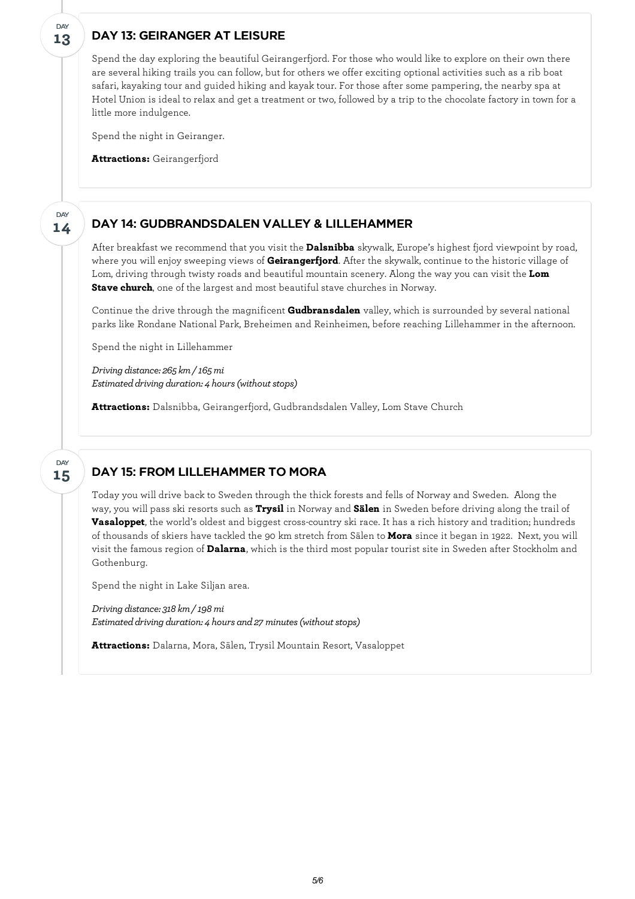DAY 13

## DAY 13: GEIRANGER AT LEISURE

Spend the day exploring the beautiful Geirangerfjord. For those who would like to explore on their own there are several hiking trails you can follow, but for others we offer exciting optional activities such as a rib boat safari, kayaking tour and guided hiking and kayak tour. For those after some pampering, the nearby spa at Hotel Union is ideal to relax and get a treatment or two, followed by a trip to the chocolate factory in town for a little more indulgence.

Spend the night in Geiranger.

**Attractions:** Geirangerfjord

DAY 14

## DAY 14: GUDBRANDSDALEN VALLEY & LILLEHAMMER

After breakfast we recommend that you visit the **Dalsnibba** skywalk, Europe's highest fjord viewpoint by road, where you will enjoy sweeping views of **Geirangerfjord**. After the skywalk, continue to the historic village of Lom, driving through twisty roads and beautiful mountain scenery. Along the way you can visit the **Lom Stave church**, one of the largest and most beautiful stave churches in Norway.

Continue the drive through the magnificent **Gudbransdalen** valley, which is surrounded by several national parks like Rondane National Park, Breheimen and Reinheimen, before reaching Lillehammer in the afternoon.

Spend the night in Lillehammer

*Driving distance: 265 km / 165 mi*
*Estimated driving duration: 4 hours (without stops)*

**Attractions:** Dalsnibba, Geirangerfjord, Gudbrandsdalen Valley, Lom Stave Church

DAY 15

## DAY 15: FROM LILLEHAMMER TO MORA

Today you will drive back to Sweden through the thick forests and fells of Norway and Sweden. Along the way, you will pass ski resorts such as **Trysil** in Norway and **Sälen** in Sweden before driving along the trail of **Vasaloppet**, the world's oldest and biggest cross-country ski race. It has a rich history and tradition; hundreds of thousands of skiers have tackled the 90 km stretch from Sälen to **Mora** since it began in 1922. Next, you will visit the famous region of **Dalarna**, which is the third most popular tourist site in Sweden after Stockholm and Gothenburg.

Spend the night in Lake Siljan area.

*Driving distance: 318 km / 198 mi*
*Estimated driving duration: 4 hours and 27 minutes (without stops)*

**Attractions:** Dalarna, Mora, Sälen, Trysil Mountain Resort, Vasaloppet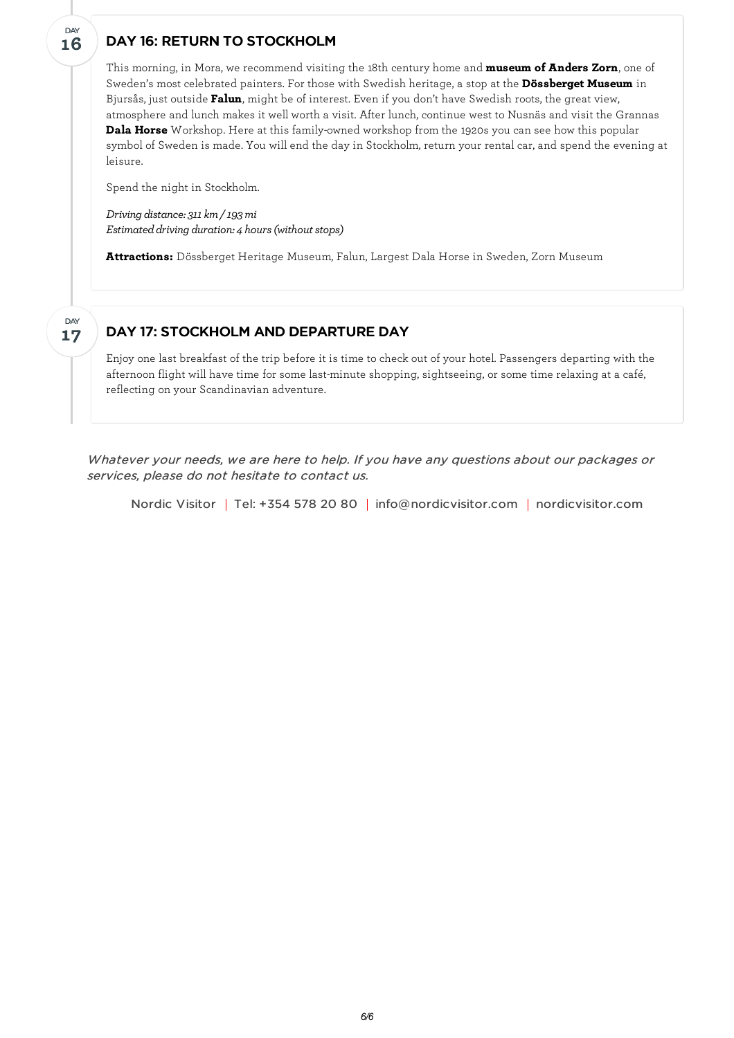## DAY 16: RETURN TO STOCKHOLM

This morning, in Mora, we recommend visiting the 18th century home and **museum of Anders Zorn**, one of Sweden's most celebrated painters. For those with Swedish heritage, a stop at the **Dössberget Museum** in Bjursås, just outside **Falun**, might be of interest. Even if you don't have Swedish roots, the great view, atmosphere and lunch makes it well worth a visit. After lunch, continue west to Nusnäs and visit the Grannas **Dala Horse** Workshop. Here at this family-owned workshop from the 1920s you can see how this popular symbol of Sweden is made. You will end the day in Stockholm, return your rental car, and spend the evening at leisure.

Spend the night in Stockholm.

*Driving distance: 311 km / 193 mi*
*Estimated driving duration: 4 hours (without stops)*

**Attractions:** Dössberget Heritage Museum, Falun, Largest Dala Horse in Sweden, Zorn Museum

## DAY 17: STOCKHOLM AND DEPARTURE DAY

Enjoy one last breakfast of the trip before it is time to check out of your hotel. Passengers departing with the afternoon flight will have time for some last-minute shopping, sightseeing, or some time relaxing at a café, reflecting on your Scandinavian adventure.

*Whatever your needs, we are here to help. If you have any questions about our packages or services, please do not hesitate to contact us.*

Nordic Visitor | Tel: +354 578 20 80 | info@nordicvisitor.com | nordicvisitor.com